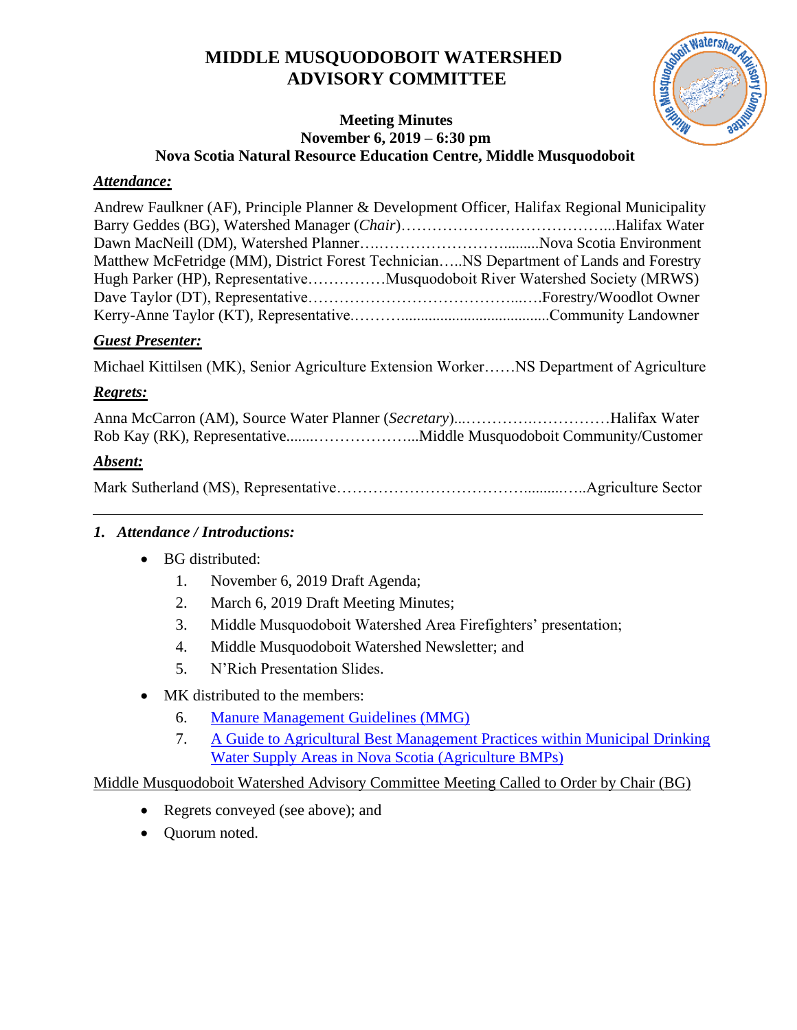# MIDDLE MUSQUODOBOIT WATERSHED ADVISORY COMMITTEE

**Meeting Minutes**
**November 6, 2019 – 6:30 pm**
**Nova Scotia Natural Resource Education Centre, Middle Musquodoboit**

***Attendance:***

Andrew Faulkner (AF), Principle Planner & Development Officer, Halifax Regional Municipality
Barry Geddes (BG), Watershed Manager (*Chair*)…………………………………...Halifax Water
Dawn MacNeill (DM), Watershed Planner….……………………….........Nova Scotia Environment
Matthew McFetridge (MM), District Forest Technician…..NS Department of Lands and Forestry
Hugh Parker (HP), Representative……………Musquodoboit River Watershed Society (MRWS)
Dave Taylor (DT), Representative………………………………...….Forestry/Woodlot Owner
Kerry-Anne Taylor (KT), Representative.……….....................................Community Landowner

***Guest Presenter:***

Michael Kittilsen (MK), Senior Agriculture Extension Worker……NS Department of Agriculture

***Regrets:***

Anna McCarron (AM), Source Water Planner (*Secretary*)...………….…………Halifax Water
Rob Kay (RK), Representative.......………………...Middle Musquodoboit Community/Customer

***Absent:***

Mark Sutherland (MS), Representative……………………………..........…..Agriculture Sector

---

## *1. Attendance / Introductions:*

- BG distributed:
  1. November 6, 2019 Draft Agenda;
  2. March 6, 2019 Draft Meeting Minutes;
  3. Middle Musquodoboit Watershed Area Firefighters' presentation;
  4. Middle Musquodoboit Watershed Newsletter; and
  5. N'Rich Presentation Slides.
- MK distributed to the members:
  6. Manure Management Guidelines (MMG)
  7. A Guide to Agricultural Best Management Practices within Municipal Drinking Water Supply Areas in Nova Scotia (Agriculture BMPs)

Middle Musquodoboit Watershed Advisory Committee Meeting Called to Order by Chair (BG)

- Regrets conveyed (see above); and
- Quorum noted.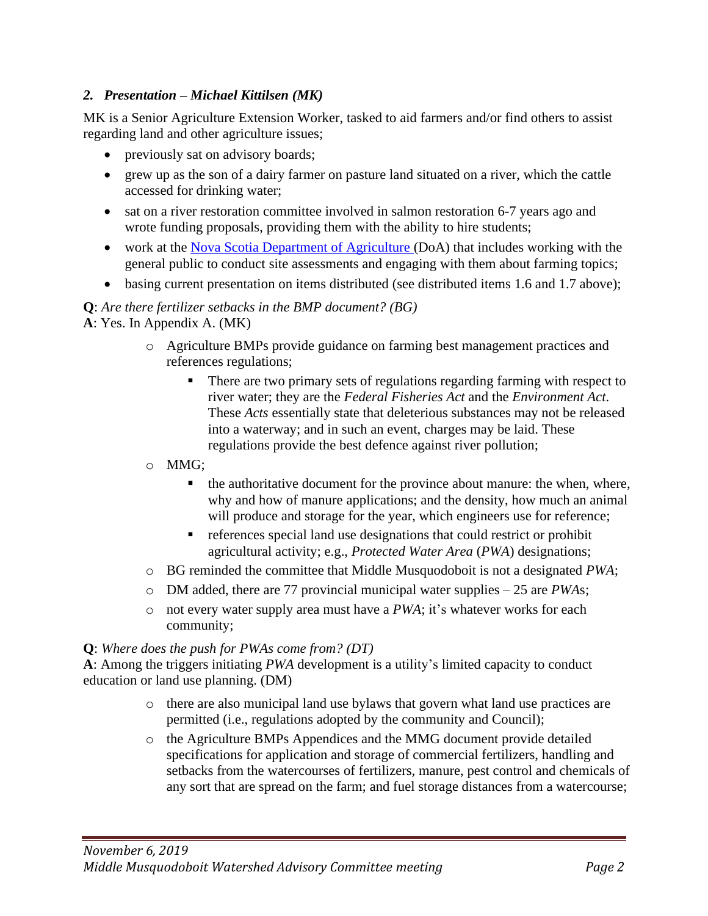### 2. *Presentation – Michael Kittilsen (MK)*

MK is a Senior Agriculture Extension Worker, tasked to aid farmers and/or find others to assist regarding land and other agriculture issues;

- previously sat on advisory boards;
- grew up as the son of a dairy farmer on pasture land situated on a river, which the cattle accessed for drinking water;
- sat on a river restoration committee involved in salmon restoration 6-7 years ago and wrote funding proposals, providing them with the ability to hire students;
- work at the [Nova Scotia Department of Agriculture](#) (DoA) that includes working with the general public to conduct site assessments and engaging with them about farming topics;
- basing current presentation on items distributed (see distributed items 1.6 and 1.7 above);

**Q**: *Are there fertilizer setbacks in the BMP document? (BG)*
**A**: Yes. In Appendix A. (MK)

- Agriculture BMPs provide guidance on farming best management practices and references regulations;
  - There are two primary sets of regulations regarding farming with respect to river water; they are the *Federal Fisheries Act* and the *Environment Act*. These *Acts* essentially state that deleterious substances may not be released into a waterway; and in such an event, charges may be laid. These regulations provide the best defence against river pollution;
- MMG;
  - the authoritative document for the province about manure: the when, where, why and how of manure applications; and the density, how much an animal will produce and storage for the year, which engineers use for reference;
  - references special land use designations that could restrict or prohibit agricultural activity; e.g., *Protected Water Area* (*PWA*) designations;
- BG reminded the committee that Middle Musquodoboit is not a designated *PWA*;
- DM added, there are 77 provincial municipal water supplies – 25 are *PWA*s;
- not every water supply area must have a *PWA*; it's whatever works for each community;

**Q**: *Where does the push for PWAs come from? (DT)*
**A**: Among the triggers initiating *PWA* development is a utility's limited capacity to conduct education or land use planning. (DM)

- there are also municipal land use bylaws that govern what land use practices are permitted (i.e., regulations adopted by the community and Council);
- the Agriculture BMPs Appendices and the MMG document provide detailed specifications for application and storage of commercial fertilizers, handling and setbacks from the watercourses of fertilizers, manure, pest control and chemicals of any sort that are spread on the farm; and fuel storage distances from a watercourse;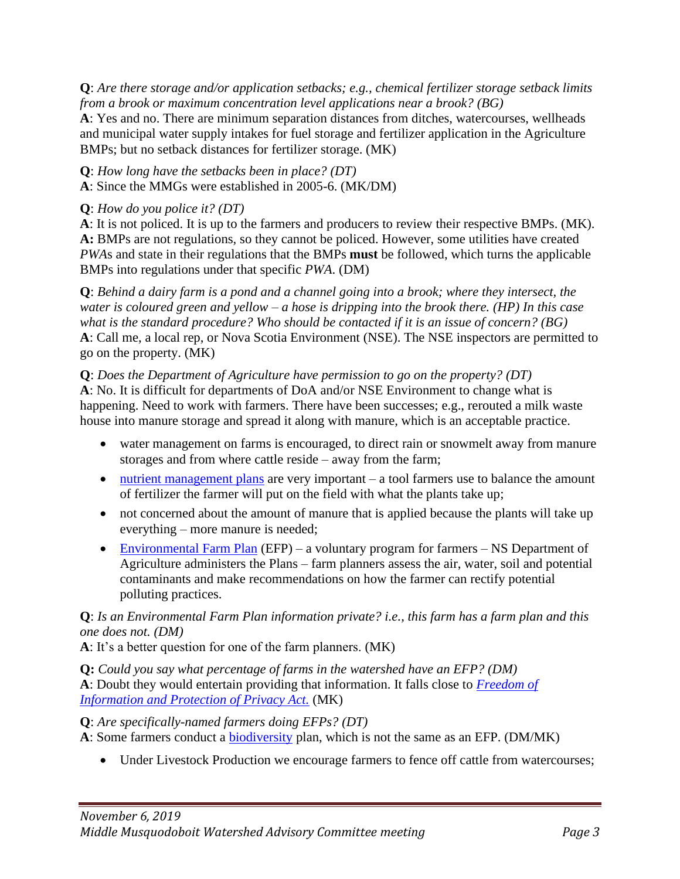**Q**: *Are there storage and/or application setbacks; e.g., chemical fertilizer storage setback limits from a brook or maximum concentration level applications near a brook? (BG)*
**A**: Yes and no. There are minimum separation distances from ditches, watercourses, wellheads and municipal water supply intakes for fuel storage and fertilizer application in the Agriculture BMPs; but no setback distances for fertilizer storage. (MK)

**Q**: *How long have the setbacks been in place? (DT)*
**A**: Since the MMGs were established in 2005-6. (MK/DM)

**Q**: *How do you police it? (DT)*
**A**: It is not policed. It is up to the farmers and producers to review their respective BMPs. (MK).
**A:** BMPs are not regulations, so they cannot be policed. However, some utilities have created *PWA*s and state in their regulations that the BMPs **must** be followed, which turns the applicable BMPs into regulations under that specific *PWA*. (DM)

**Q**: *Behind a dairy farm is a pond and a channel going into a brook; where they intersect, the water is coloured green and yellow – a hose is dripping into the brook there. (HP) In this case what is the standard procedure? Who should be contacted if it is an issue of concern? (BG)*
**A**: Call me, a local rep, or Nova Scotia Environment (NSE). The NSE inspectors are permitted to go on the property. (MK)

**Q**: *Does the Department of Agriculture have permission to go on the property? (DT)*
**A**: No. It is difficult for departments of DoA and/or NSE Environment to change what is happening. Need to work with farmers. There have been successes; e.g., rerouted a milk waste house into manure storage and spread it along with manure, which is an acceptable practice.

- water management on farms is encouraged, to direct rain or snowmelt away from manure storages and from where cattle reside – away from the farm;
- nutrient management plans are very important – a tool farmers use to balance the amount of fertilizer the farmer will put on the field with what the plants take up;
- not concerned about the amount of manure that is applied because the plants will take up everything – more manure is needed;
- Environmental Farm Plan (EFP) – a voluntary program for farmers – NS Department of Agriculture administers the Plans – farm planners assess the air, water, soil and potential contaminants and make recommendations on how the farmer can rectify potential polluting practices.

**Q**: *Is an Environmental Farm Plan information private? i.e., this farm has a farm plan and this one does not. (DM)*
**A**: It's a better question for one of the farm planners. (MK)

**Q:** *Could you say what percentage of farms in the watershed have an EFP? (DM)*
**A**: Doubt they would entertain providing that information. It falls close to *Freedom of Information and Protection of Privacy Act.* (MK)

**Q**: *Are specifically-named farmers doing EFPs? (DT)*
**A**: Some farmers conduct a biodiversity plan, which is not the same as an EFP. (DM/MK)

- Under Livestock Production we encourage farmers to fence off cattle from watercourses;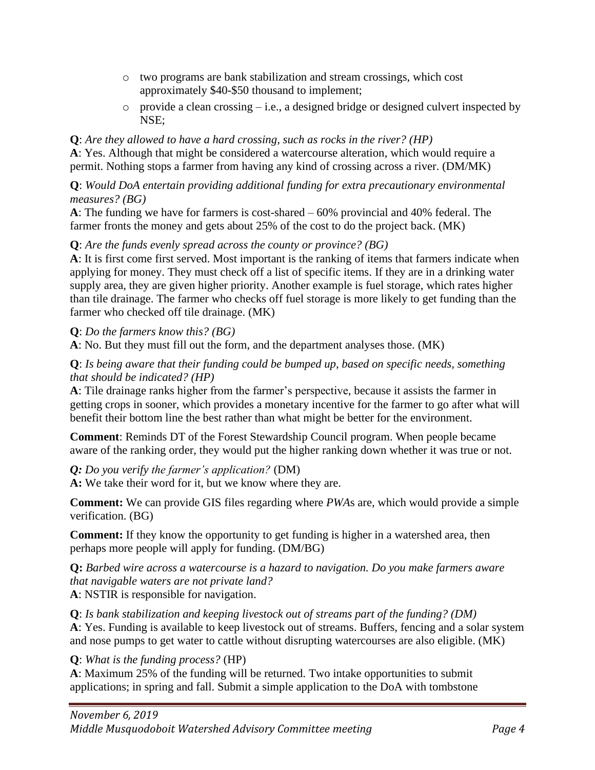- two programs are bank stabilization and stream crossings, which cost approximately $40-$50 thousand to implement;
- provide a clean crossing – i.e., a designed bridge or designed culvert inspected by NSE;

**Q**: *Are they allowed to have a hard crossing, such as rocks in the river? (HP)*
**A**: Yes. Although that might be considered a watercourse alteration, which would require a permit. Nothing stops a farmer from having any kind of crossing across a river. (DM/MK)

**Q**: *Would DoA entertain providing additional funding for extra precautionary environmental measures? (BG)*
**A**: The funding we have for farmers is cost-shared – 60% provincial and 40% federal. The farmer fronts the money and gets about 25% of the cost to do the project back. (MK)

**Q**: *Are the funds evenly spread across the county or province? (BG)*
**A**: It is first come first served. Most important is the ranking of items that farmers indicate when applying for money. They must check off a list of specific items. If they are in a drinking water supply area, they are given higher priority. Another example is fuel storage, which rates higher than tile drainage. The farmer who checks off fuel storage is more likely to get funding than the farmer who checked off tile drainage. (MK)

**Q**: *Do the farmers know this? (BG)*
**A**: No. But they must fill out the form, and the department analyses those. (MK)

**Q**: *Is being aware that their funding could be bumped up, based on specific needs, something that should be indicated? (HP)*
**A**: Tile drainage ranks higher from the farmer's perspective, because it assists the farmer in getting crops in sooner, which provides a monetary incentive for the farmer to go after what will benefit their bottom line the best rather than what might be better for the environment.

**Comment**: Reminds DT of the Forest Stewardship Council program. When people became aware of the ranking order, they would put the higher ranking down whether it was true or not.

***Q:*** *Do you verify the farmer's application?* (DM)
**A:** We take their word for it, but we know where they are.

**Comment:** We can provide GIS files regarding where *PWA*s are, which would provide a simple verification. (BG)

**Comment:** If they know the opportunity to get funding is higher in a watershed area, then perhaps more people will apply for funding. (DM/BG)

**Q:** *Barbed wire across a watercourse is a hazard to navigation. Do you make farmers aware that navigable waters are not private land?*
**A**: NSTIR is responsible for navigation.

**Q**: *Is bank stabilization and keeping livestock out of streams part of the funding? (DM)*
**A**: Yes. Funding is available to keep livestock out of streams. Buffers, fencing and a solar system and nose pumps to get water to cattle without disrupting watercourses are also eligible. (MK)

**Q**: *What is the funding process?* (HP)
**A**: Maximum 25% of the funding will be returned. Two intake opportunities to submit applications; in spring and fall. Submit a simple application to the DoA with tombstone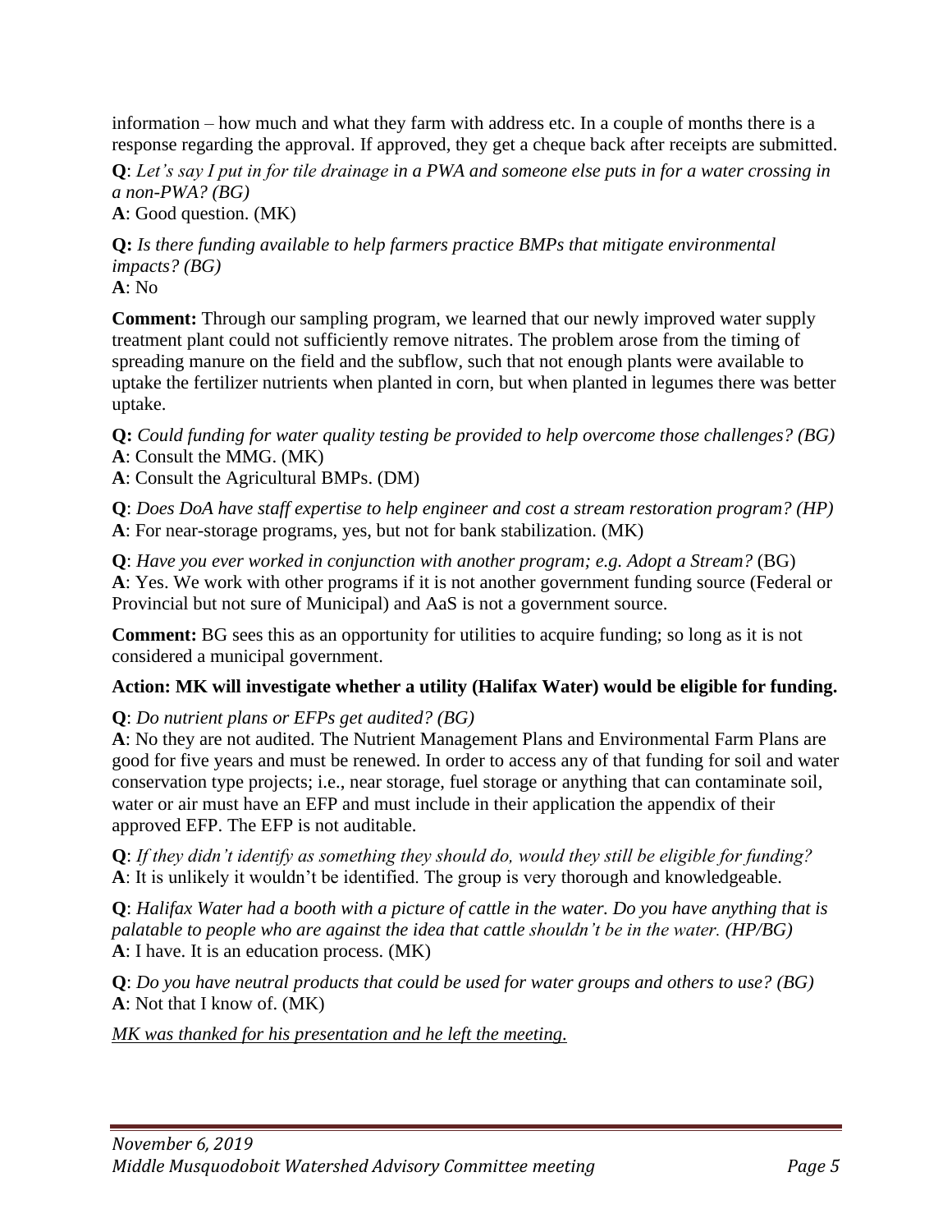information – how much and what they farm with address etc. In a couple of months there is a response regarding the approval. If approved, they get a cheque back after receipts are submitted.

**Q**: *Let's say I put in for tile drainage in a PWA and someone else puts in for a water crossing in a non-PWA? (BG)*
**A**: Good question. (MK)

**Q:** *Is there funding available to help farmers practice BMPs that mitigate environmental impacts? (BG)*
**A**: No

**Comment:** Through our sampling program, we learned that our newly improved water supply treatment plant could not sufficiently remove nitrates. The problem arose from the timing of spreading manure on the field and the subflow, such that not enough plants were available to uptake the fertilizer nutrients when planted in corn, but when planted in legumes there was better uptake.

**Q:** *Could funding for water quality testing be provided to help overcome those challenges? (BG)*
**A**: Consult the MMG. (MK)
**A**: Consult the Agricultural BMPs. (DM)

**Q**: *Does DoA have staff expertise to help engineer and cost a stream restoration program? (HP)*
**A**: For near-storage programs, yes, but not for bank stabilization. (MK)

**Q**: *Have you ever worked in conjunction with another program; e.g. Adopt a Stream?* (BG)
**A**: Yes. We work with other programs if it is not another government funding source (Federal or Provincial but not sure of Municipal) and AaS is not a government source.

**Comment:** BG sees this as an opportunity for utilities to acquire funding; so long as it is not considered a municipal government.

**Action: MK will investigate whether a utility (Halifax Water) would be eligible for funding.**

**Q**: *Do nutrient plans or EFPs get audited? (BG)*
**A**: No they are not audited. The Nutrient Management Plans and Environmental Farm Plans are good for five years and must be renewed. In order to access any of that funding for soil and water conservation type projects; i.e., near storage, fuel storage or anything that can contaminate soil, water or air must have an EFP and must include in their application the appendix of their approved EFP. The EFP is not auditable.

**Q**: *If they didn't identify as something they should do, would they still be eligible for funding?*
**A**: It is unlikely it wouldn't be identified. The group is very thorough and knowledgeable.

**Q**: *Halifax Water had a booth with a picture of cattle in the water. Do you have anything that is palatable to people who are against the idea that cattle shouldn't be in the water. (HP/BG)*
**A**: I have. It is an education process. (MK)

**Q**: *Do you have neutral products that could be used for water groups and others to use? (BG)*
**A**: Not that I know of. (MK)

*MK was thanked for his presentation and he left the meeting.*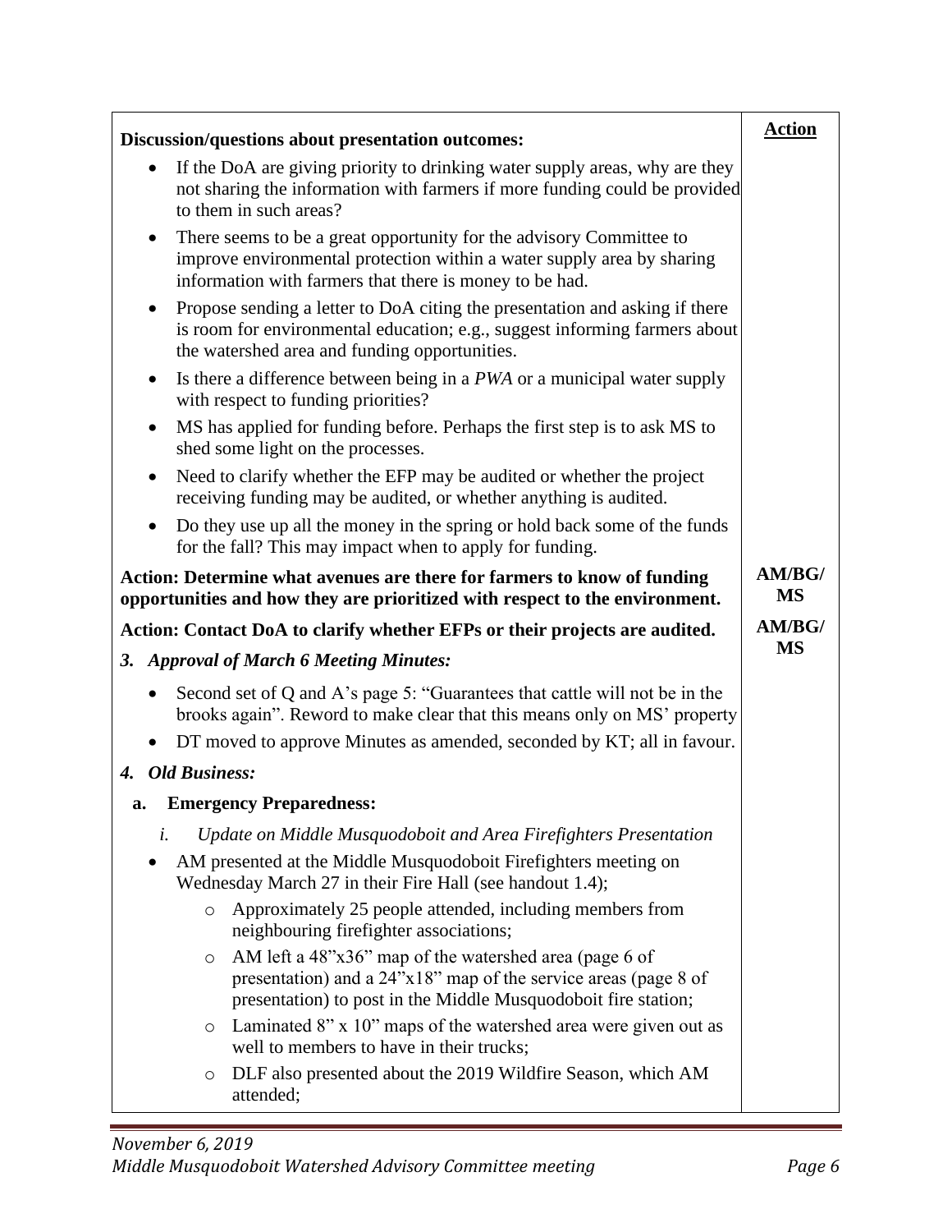| Discussion/questions about presentation outcomes: | Action |
|---|---|
| • If the DoA are giving priority to drinking water supply areas, why are they not sharing the information with farmers if more funding could be provided to them in such areas? | |
| • There seems to be a great opportunity for the advisory Committee to improve environmental protection within a water supply area by sharing information with farmers that there is money to be had. | |
| • Propose sending a letter to DoA citing the presentation and asking if there is room for environmental education; e.g., suggest informing farmers about the watershed area and funding opportunities. | |
| • Is there a difference between being in a *PWA* or a municipal water supply with respect to funding priorities? | |
| • MS has applied for funding before. Perhaps the first step is to ask MS to shed some light on the processes. | |
| • Need to clarify whether the EFP may be audited or whether the project receiving funding may be audited, or whether anything is audited. | |
| • Do they use up all the money in the spring or hold back some of the funds for the fall? This may impact when to apply for funding. | |
| **Action: Determine what avenues are there for farmers to know of funding opportunities and how they are prioritized with respect to the environment.** | **AM/BG/MS** |
| **Action: Contact DoA to clarify whether EFPs or their projects are audited.** | **AM/BG/MS** |
| ***3. Approval of March 6 Meeting Minutes:*** | |
| • Second set of Q and A's page 5: "Guarantees that cattle will not be in the brooks again". Reword to make clear that this means only on MS' property | |
| • DT moved to approve Minutes as amended, seconded by KT; all in favour. | |
| ***4. Old Business:*** | |
| **a. Emergency Preparedness:** | |
| *i. Update on Middle Musquodoboit and Area Firefighters Presentation* | |
| • AM presented at the Middle Musquodoboit Firefighters meeting on Wednesday March 27 in their Fire Hall (see handout 1.4); | |
| ○ Approximately 25 people attended, including members from neighbouring firefighter associations; | |
| ○ AM left a 48"x36" map of the watershed area (page 6 of presentation) and a 24"x18" map of the service areas (page 8 of presentation) to post in the Middle Musquodoboit fire station; | |
| ○ Laminated 8" x 10" maps of the watershed area were given out as well to members to have in their trucks; | |
| ○ DLF also presented about the 2019 Wildfire Season, which AM attended; | |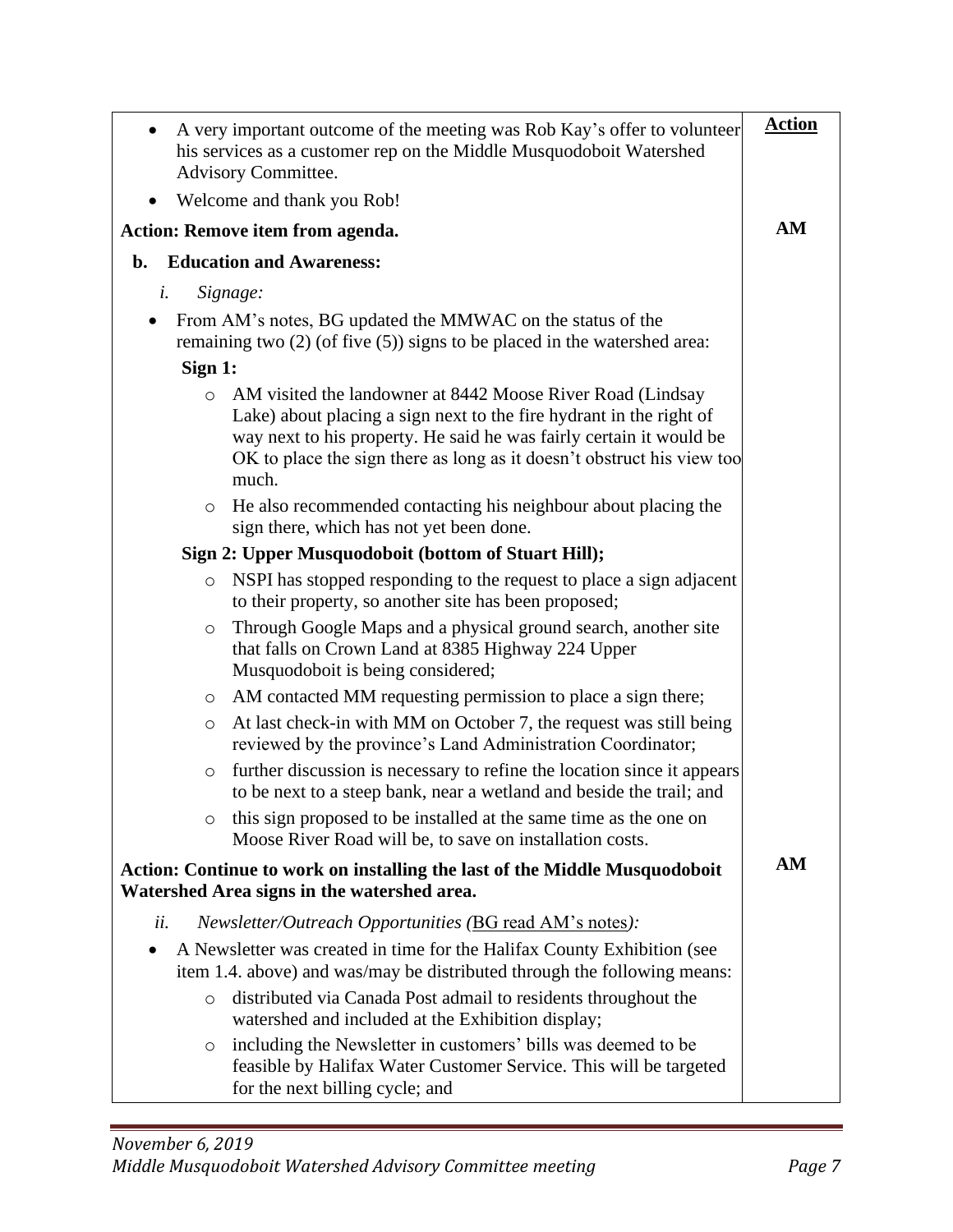| | **Action** |
|---|---|
| • A very important outcome of the meeting was Rob Kay's offer to volunteer his services as a customer rep on the Middle Musquodoboit Watershed Advisory Committee.<br>• Welcome and thank you Rob! | |
| **Action: Remove item from agenda.** | **AM** |
| **b. Education and Awareness:**<br>*i. Signage:*<br>• From AM's notes, BG updated the MMWAC on the status of the remaining two (2) (of five (5)) signs to be placed in the watershed area:<br>**Sign 1:**<br>○ AM visited the landowner at 8442 Moose River Road (Lindsay Lake) about placing a sign next to the fire hydrant in the right of way next to his property. He said he was fairly certain it would be OK to place the sign there as long as it doesn't obstruct his view too much.<br>○ He also recommended contacting his neighbour about placing the sign there, which has not yet been done.<br>**Sign 2: Upper Musquodoboit (bottom of Stuart Hill);**<br>○ NSPI has stopped responding to the request to place a sign adjacent to their property, so another site has been proposed;<br>○ Through Google Maps and a physical ground search, another site that falls on Crown Land at 8385 Highway 224 Upper Musquodoboit is being considered;<br>○ AM contacted MM requesting permission to place a sign there;<br>○ At last check-in with MM on October 7, the request was still being reviewed by the province's Land Administration Coordinator;<br>○ further discussion is necessary to refine the location since it appears to be next to a steep bank, near a wetland and beside the trail; and<br>○ this sign proposed to be installed at the same time as the one on Moose River Road will be, to save on installation costs. | |
| **Action: Continue to work on installing the last of the Middle Musquodoboit Watershed Area signs in the watershed area.** | **AM** |
| *ii. Newsletter/Outreach Opportunities (<u>BG read AM's notes</u>):*<br>• A Newsletter was created in time for the Halifax County Exhibition (see item 1.4. above) and was/may be distributed through the following means:<br>○ distributed via Canada Post admail to residents throughout the watershed and included at the Exhibition display;<br>○ including the Newsletter in customers' bills was deemed to be feasible by Halifax Water Customer Service. This will be targeted for the next billing cycle; and | |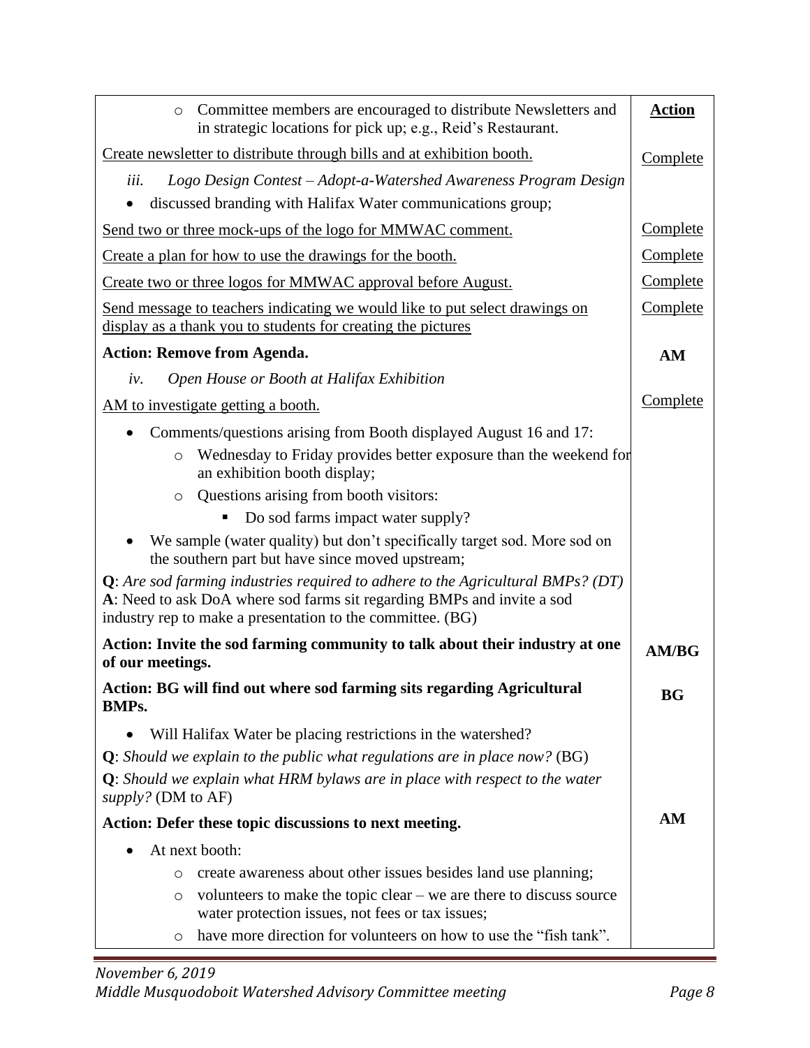| | **Action** |
|---|---|
| ◦ Committee members are encouraged to distribute Newsletters and in strategic locations for pick up; e.g., Reid's Restaurant. | |
| Create newsletter to distribute through bills and at exhibition booth. | Complete |
| *iii. Logo Design Contest – Adopt-a-Watershed Awareness Program Design*<br>• discussed branding with Halifax Water communications group; | |
| Send two or three mock-ups of the logo for MMWAC comment. | Complete |
| Create a plan for how to use the drawings for the booth. | Complete |
| Create two or three logos for MMWAC approval before August. | Complete |
| Send message to teachers indicating we would like to put select drawings on display as a thank you to students for creating the pictures | Complete |
| **Action: Remove from Agenda.** | **AM** |
| *iv. Open House or Booth at Halifax Exhibition* | |
| AM to investigate getting a booth. | Complete |
| • Comments/questions arising from Booth displayed August 16 and 17:<br>◦ Wednesday to Friday provides better exposure than the weekend for an exhibition booth display;<br>◦ Questions arising from booth visitors:<br>▪ Do sod farms impact water supply?<br>• We sample (water quality) but don't specifically target sod. More sod on the southern part but have since moved upstream;<br>**Q**: *Are sod farming industries required to adhere to the Agricultural BMPs? (DT)*<br>**A**: Need to ask DoA where sod farms sit regarding BMPs and invite a sod industry rep to make a presentation to the committee. (BG) | |
| **Action: Invite the sod farming community to talk about their industry at one of our meetings.** | **AM/BG** |
| **Action: BG will find out where sod farming sits regarding Agricultural BMPs.** | **BG** |
| • Will Halifax Water be placing restrictions in the watershed?<br>**Q**: *Should we explain to the public what regulations are in place now?* (BG)<br>**Q**: *Should we explain what HRM bylaws are in place with respect to the water supply?* (DM to AF) | |
| **Action: Defer these topic discussions to next meeting.** | **AM** |
| • At next booth:<br>◦ create awareness about other issues besides land use planning;<br>◦ volunteers to make the topic clear – we are there to discuss source water protection issues, not fees or tax issues;<br>◦ have more direction for volunteers on how to use the "fish tank". | |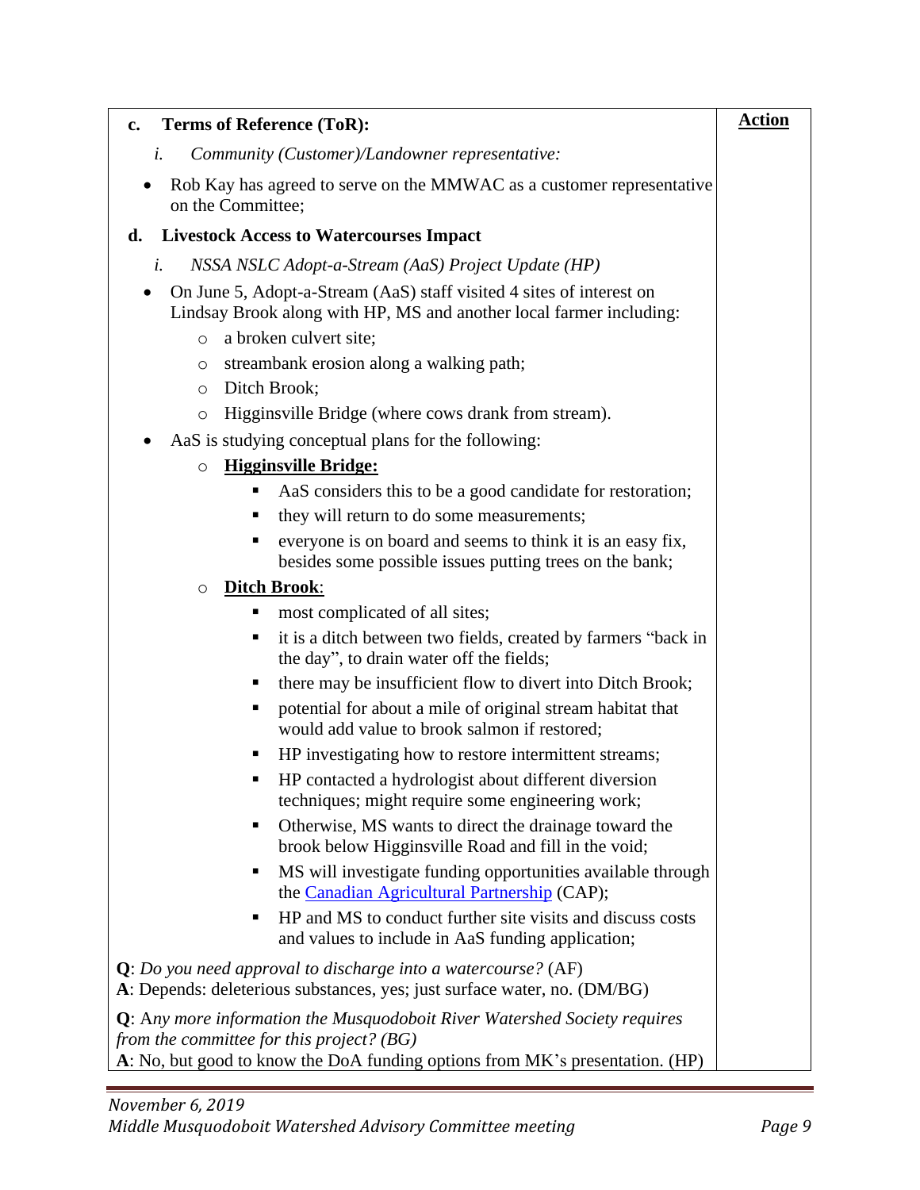**c. Terms of Reference (ToR):**

*i. Community (Customer)/Landowner representative:*

- Rob Kay has agreed to serve on the MMWAC as a customer representative on the Committee;

**d. Livestock Access to Watercourses Impact**

*i. NSSA NSLC Adopt-a-Stream (AaS) Project Update (HP)*

- On June 5, Adopt-a-Stream (AaS) staff visited 4 sites of interest on Lindsay Brook along with HP, MS and another local farmer including:
  - a broken culvert site;
  - streambank erosion along a walking path;
  - Ditch Brook;
  - Higginsville Bridge (where cows drank from stream).
- AaS is studying conceptual plans for the following:
  - **<u>Higginsville Bridge:</u>**
    - AaS considers this to be a good candidate for restoration;
    - they will return to do some measurements;
    - everyone is on board and seems to think it is an easy fix, besides some possible issues putting trees on the bank;
  - **<u>Ditch Brook</u>**:
    - most complicated of all sites;
    - it is a ditch between two fields, created by farmers "back in the day", to drain water off the fields;
    - there may be insufficient flow to divert into Ditch Brook;
    - potential for about a mile of original stream habitat that would add value to brook salmon if restored;
    - HP investigating how to restore intermittent streams;
    - HP contacted a hydrologist about different diversion techniques; might require some engineering work;
    - Otherwise, MS wants to direct the drainage toward the brook below Higginsville Road and fill in the void;
    - MS will investigate funding opportunities available through the Canadian Agricultural Partnership (CAP);
    - HP and MS to conduct further site visits and discuss costs and values to include in AaS funding application;

**Q**: *Do you need approval to discharge into a watercourse?* (AF)
**A**: Depends: deleterious substances, yes; just surface water, no. (DM/BG)

**Q**: A*ny more information the Musquodoboit River Watershed Society requires from the committee for this project? (BG)*
**A**: No, but good to know the DoA funding options from MK's presentation. (HP)

**<u>Action</u>**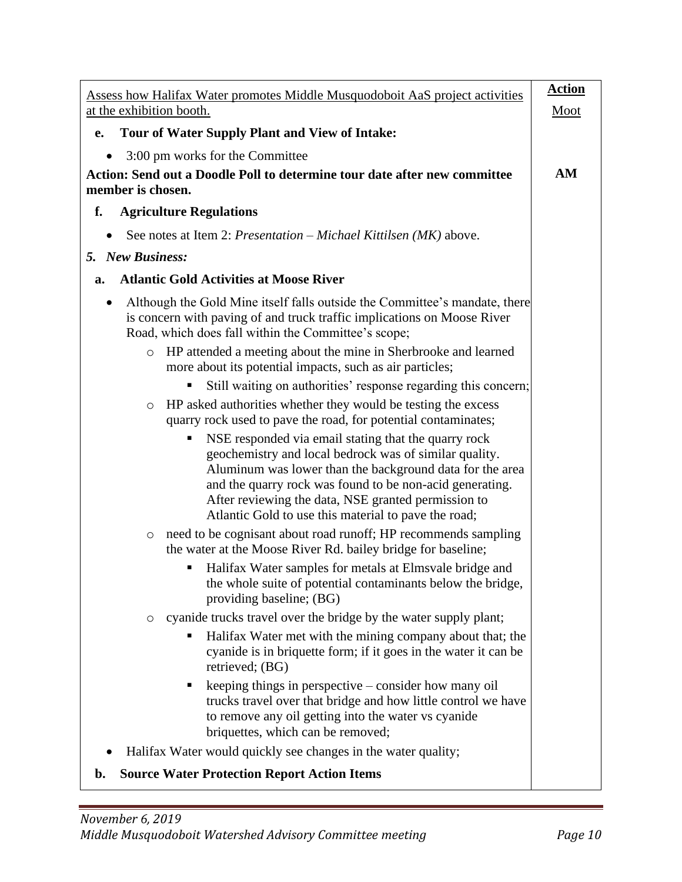| | Action |
|---|---|
| Assess how Halifax Water promotes Middle Musquodoboit AaS project activities at the exhibition booth. | Moot |
| **e. Tour of Water Supply Plant and View of Intake:** | |
| • 3:00 pm works for the Committee | |
| **Action: Send out a Doodle Poll to determine tour date after new committee member is chosen.** | **AM** |
| **f. Agriculture Regulations** | |
| • See notes at Item 2: *Presentation – Michael Kittilsen (MK)* above. | |
| ***5. New Business:*** | |
| **a. Atlantic Gold Activities at Moose River** | |
| • Although the Gold Mine itself falls outside the Committee's mandate, there is concern with paving of and truck traffic implications on Moose River Road, which does fall within the Committee's scope;<br>  ○ HP attended a meeting about the mine in Sherbrooke and learned more about its potential impacts, such as air particles;<br>    ▪ Still waiting on authorities' response regarding this concern;<br>  ○ HP asked authorities whether they would be testing the excess quarry rock used to pave the road, for potential contaminates;<br>    ▪ NSE responded via email stating that the quarry rock geochemistry and local bedrock was of similar quality. Aluminum was lower than the background data for the area and the quarry rock was found to be non-acid generating. After reviewing the data, NSE granted permission to Atlantic Gold to use this material to pave the road;<br>  ○ need to be cognisant about road runoff; HP recommends sampling the water at the Moose River Rd. bailey bridge for baseline;<br>    ▪ Halifax Water samples for metals at Elmsvale bridge and the whole suite of potential contaminants below the bridge, providing baseline; (BG)<br>  ○ cyanide trucks travel over the bridge by the water supply plant;<br>    ▪ Halifax Water met with the mining company about that; the cyanide is in briquette form; if it goes in the water it can be retrieved; (BG)<br>    ▪ keeping things in perspective – consider how many oil trucks travel over that bridge and how little control we have to remove any oil getting into the water vs cyanide briquettes, which can be removed;<br>• Halifax Water would quickly see changes in the water quality; | |
| **b. Source Water Protection Report Action Items** | |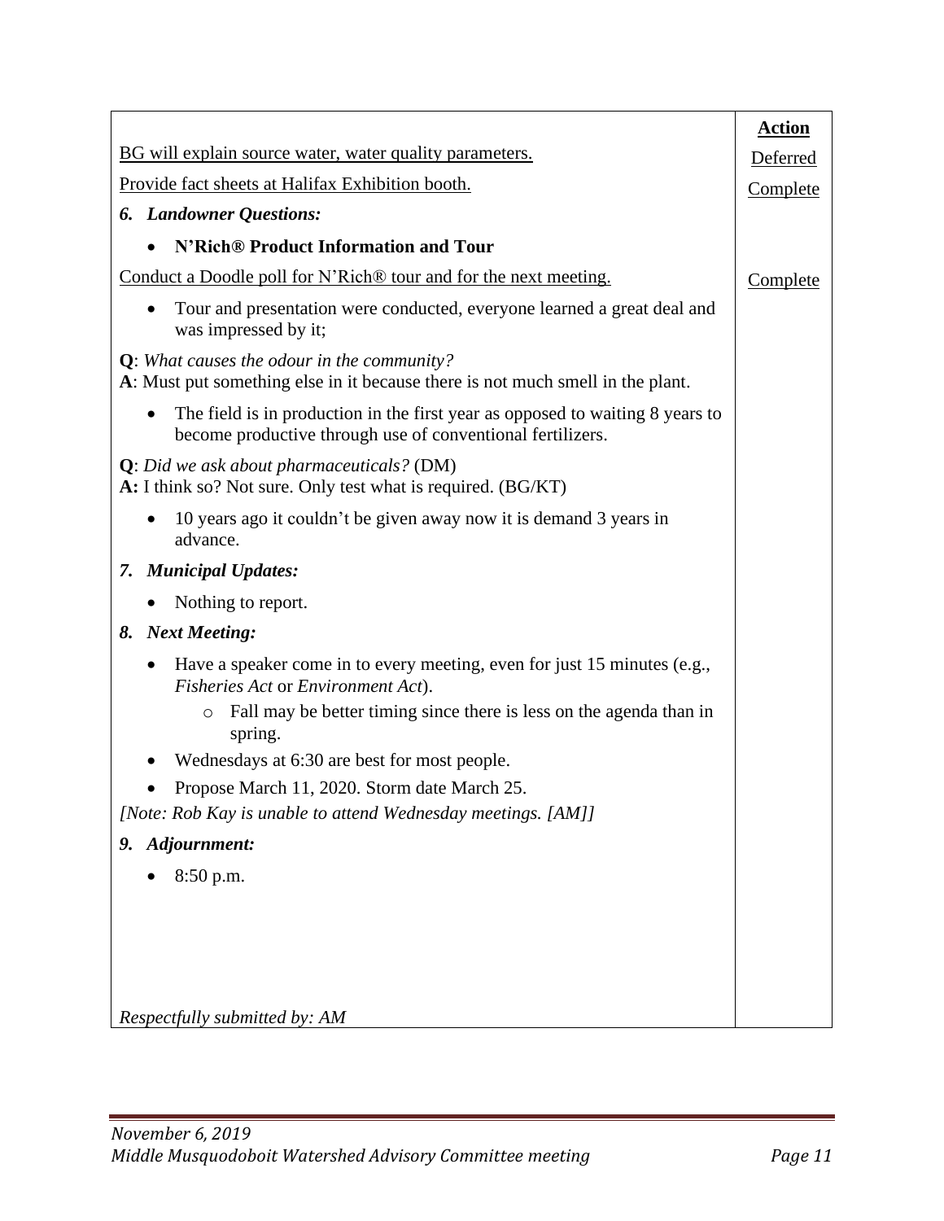| | Action |
| --- | --- |
| BG will explain source water, water quality parameters. | Deferred |
| Provide fact sheets at Halifax Exhibition booth. | Complete |
| ***6. Landowner Questions:*** | |
| • **N'Rich® Product Information and Tour** | |
| Conduct a Doodle poll for N'Rich® tour and for the next meeting. | Complete |
| • Tour and presentation were conducted, everyone learned a great deal and was impressed by it; | |
| **Q**: *What causes the odour in the community?*<br>**A**: Must put something else in it because there is not much smell in the plant. | |
| • The field is in production in the first year as opposed to waiting 8 years to become productive through use of conventional fertilizers. | |
| **Q**: *Did we ask about pharmaceuticals?* (DM)<br>**A:** I think so? Not sure. Only test what is required. (BG/KT) | |
| • 10 years ago it couldn't be given away now it is demand 3 years in advance. | |
| ***7. Municipal Updates:*** | |
| • Nothing to report. | |
| ***8. Next Meeting:*** | |
| • Have a speaker come in to every meeting, even for just 15 minutes (e.g., *Fisheries Act* or *Environment Act*).<br>  ○ Fall may be better timing since there is less on the agenda than in spring. | |
| • Wednesdays at 6:30 are best for most people. | |
| • Propose March 11, 2020. Storm date March 25. | |
| *[Note: Rob Kay is unable to attend Wednesday meetings. [AM]]* | |
| ***9. Adjournment:*** | |
| • 8:50 p.m. | |
| *Respectfully submitted by: AM* | |